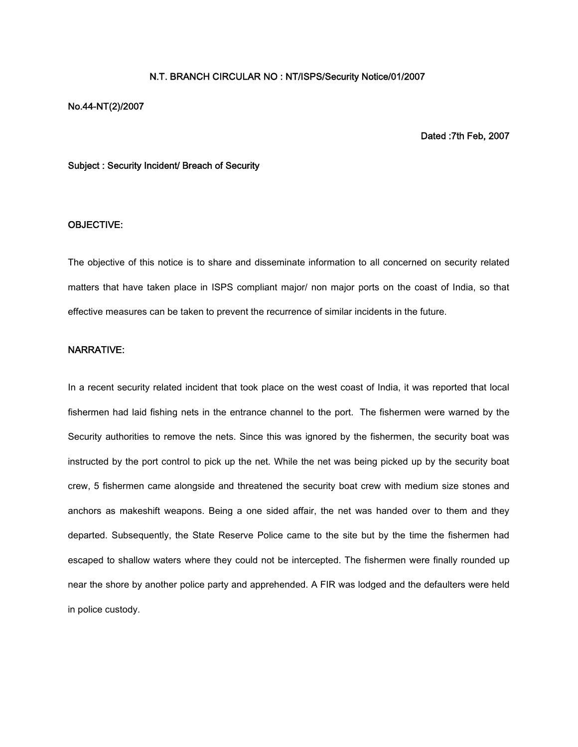**N.T. BRANCH CIRCULAR NO : NT/ISPS/Security Notice/01/2007**

**No.44-NT(2)/2007**

**Dated :7th Feb, 2007**

**Subject : Security Incident/ Breach of Security**

**OBJECTIVE:**

The objective of this notice is to share and disseminate information to all concerned on security related matters that have taken place in ISPS compliant major/ non major ports on the coast of India, so that effective measures can be taken to prevent the recurrence of similar incidents in the future.

**NARRATIVE:**

In a recent security related incident that took place on the west coast of India, it was reported that local fishermen had laid fishing nets in the entrance channel to the port. The fishermen were warned by the Security authorities to remove the nets. Since this was ignored by the fishermen, the security boat was instructed by the port control to pick up the net. While the net was being picked up by the security boat crew, 5 fishermen came alongside and threatened the security boat crew with medium size stones and anchors as makeshift weapons. Being a one sided affair, the net was handed over to them and they departed. Subsequently, the State Reserve Police came to the site but by the time the fishermen had escaped to shallow waters where they could not be intercepted. The fishermen were finally rounded up near the shore by another police party and apprehended. A FIR was lodged and the defaulters were held in police custody.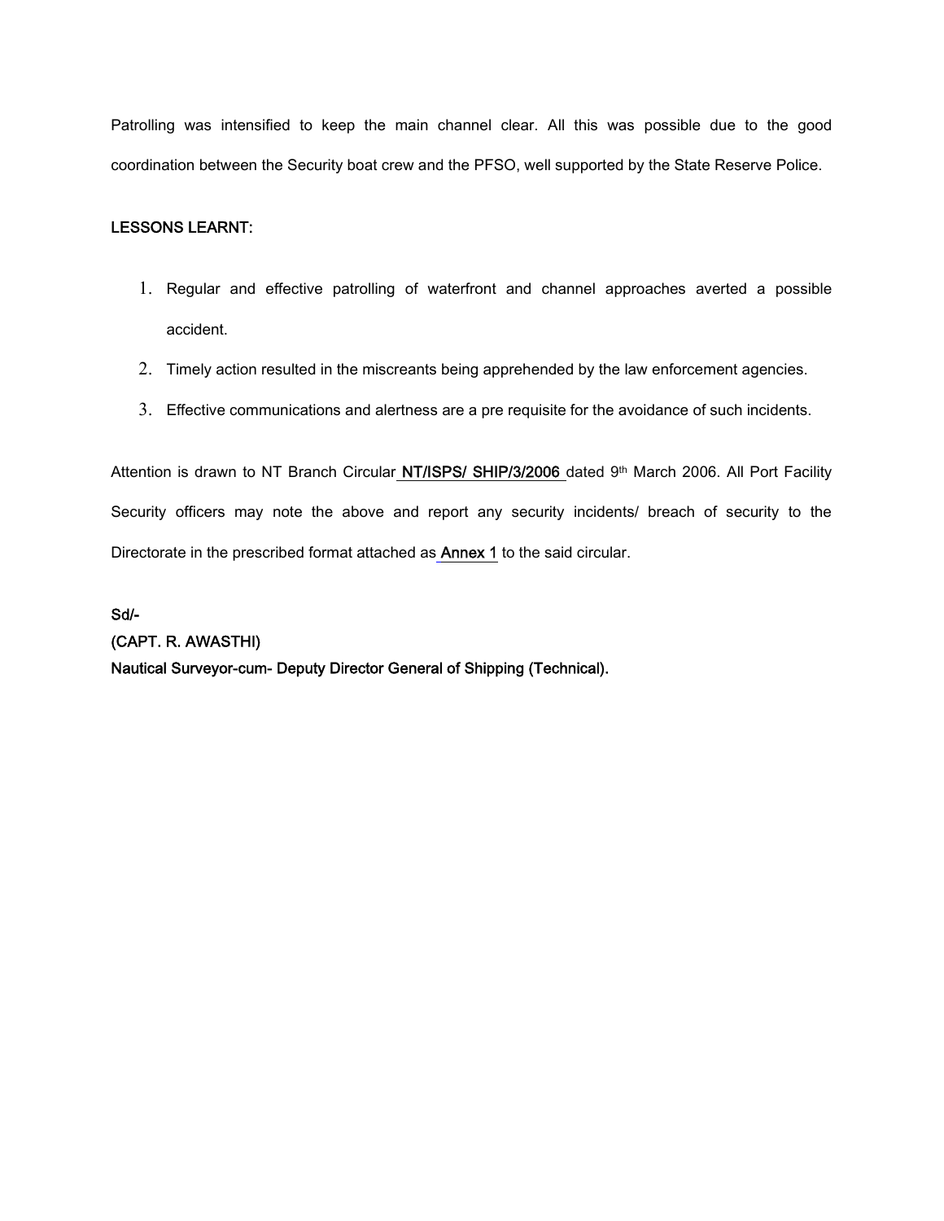Patrolling was intensified to keep the main channel clear. All this was possible due to the good coordination between the Security boat crew and the PFSO, well supported by the State Reserve Police.

**LESSONS LEARNT:**

1. Regular and effective patrolling of waterfront and channel approaches averted a possible accident.
2. Timely action resulted in the miscreants being apprehended by the law enforcement agencies.
3. Effective communications and alertness are a pre requisite for the avoidance of such incidents.

Attention is drawn to NT Branch Circular **NT/ISPS/ SHIP/3/2006** dated 9th March 2006. All Port Facility Security officers may note the above and report any security incidents/ breach of security to the Directorate in the prescribed format attached as **Annex 1** to the said circular.

**Sd/-**
**(CAPT. R. AWASTHI)**
**Nautical Surveyor-cum- Deputy Director General of Shipping (Technical).**